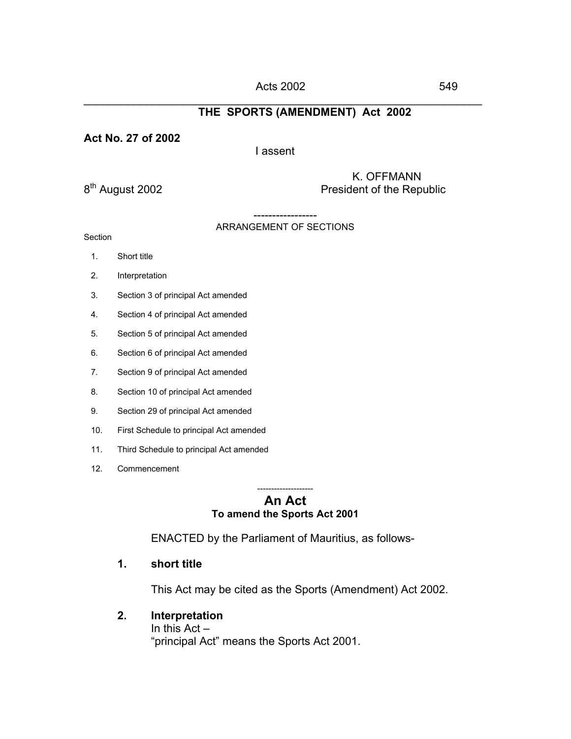## THE SPORTS (AMENDMENT) Act 2002

**Act No. 27 of 2002**

I assent

K. OFFMANN
President of the Republic

8th August 2002

-----------------

ARRANGEMENT OF SECTIONS

Section

1. Short title
2. Interpretation
3. Section 3 of principal Act amended
4. Section 4 of principal Act amended
5. Section 5 of principal Act amended
6. Section 6 of principal Act amended
7. Section 9 of principal Act amended
8. Section 10 of principal Act amended
9. Section 29 of principal Act amended
10. First Schedule to principal Act amended
11. Third Schedule to principal Act amended
12. Commencement

--------------------

# An Act

**To amend the Sports Act 2001**

ENACTED by the Parliament of Mauritius, as follows-

**1. short title**

This Act may be cited as the Sports (Amendment) Act 2002.

**2. Interpretation**

In this Act –

"principal Act" means the Sports Act 2001.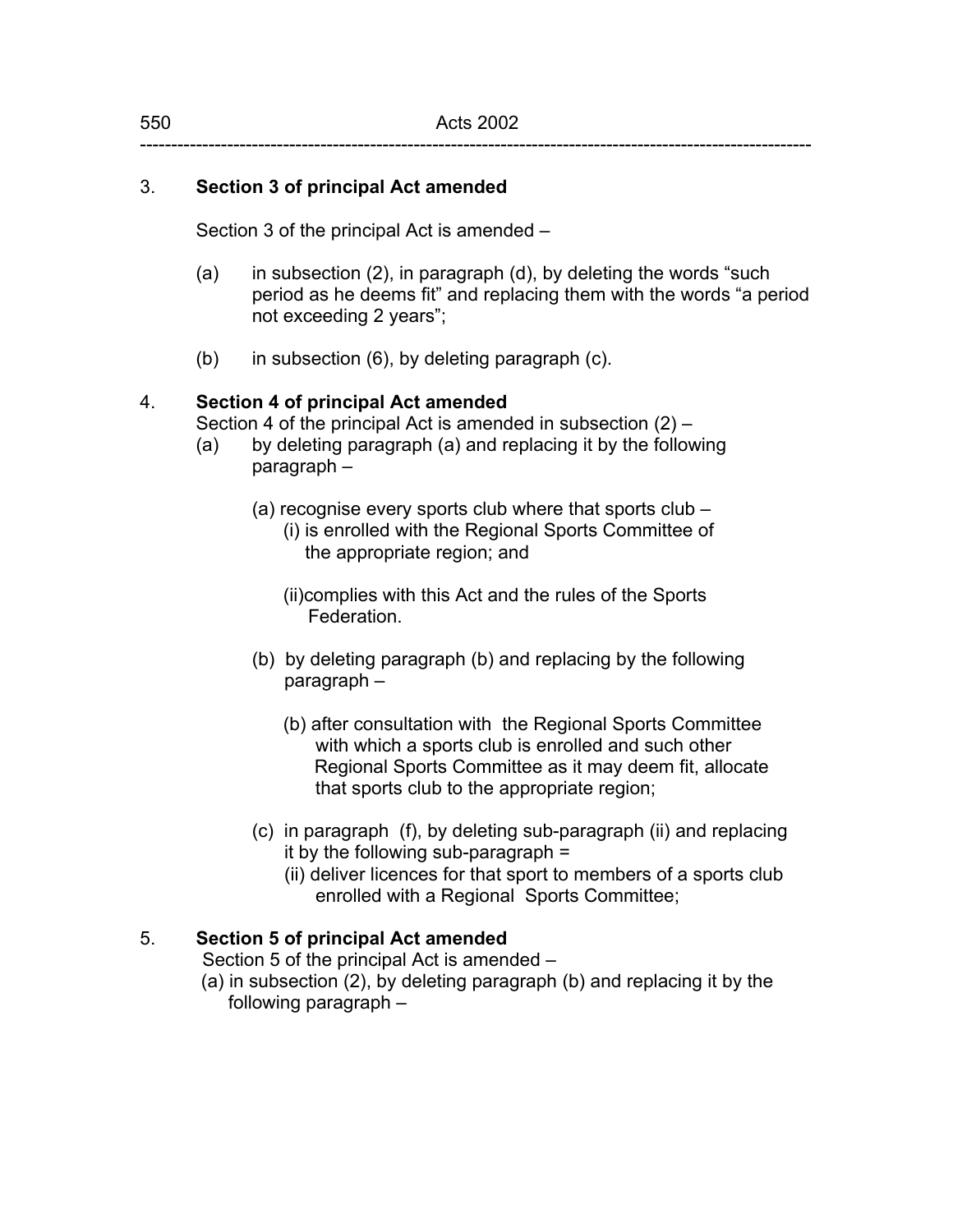### 3. **Section 3 of principal Act amended**

Section 3 of the principal Act is amended –

(a) in subsection (2), in paragraph (d), by deleting the words "such period as he deems fit" and replacing them with the words "a period not exceeding 2 years";

(b) in subsection (6), by deleting paragraph (c).

### 4. **Section 4 of principal Act amended**

Section 4 of the principal Act is amended in subsection (2) –

(a) by deleting paragraph (a) and replacing it by the following paragraph –

> (a) recognise every sports club where that sports club –
>
> (i) is enrolled with the Regional Sports Committee of the appropriate region; and
>
> (ii)complies with this Act and the rules of the Sports Federation.

(b) by deleting paragraph (b) and replacing by the following paragraph –

> (b) after consultation with the Regional Sports Committee with which a sports club is enrolled and such other Regional Sports Committee as it may deem fit, allocate that sports club to the appropriate region;

(c) in paragraph (f), by deleting sub-paragraph (ii) and replacing it by the following sub-paragraph =

> (ii) deliver licences for that sport to members of a sports club enrolled with a Regional Sports Committee;

### 5. **Section 5 of principal Act amended**

Section 5 of the principal Act is amended –

(a) in subsection (2), by deleting paragraph (b) and replacing it by the following paragraph –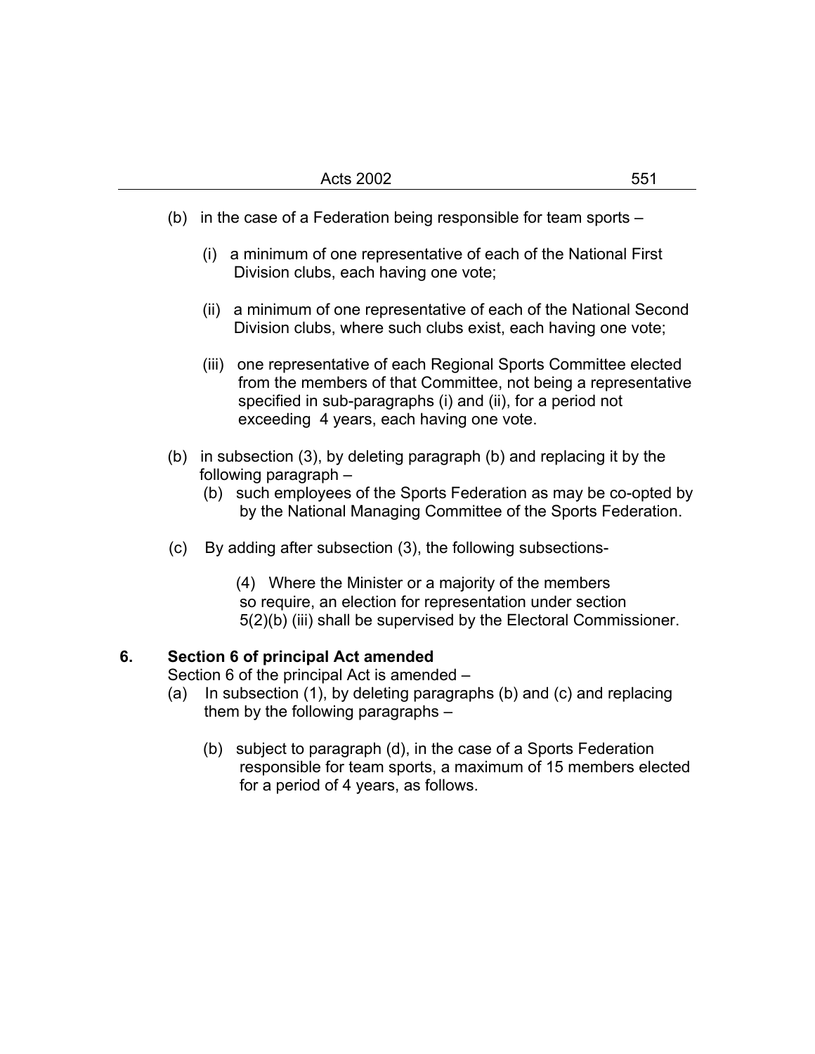(b) in the case of a Federation being responsible for team sports –

(i) a minimum of one representative of each of the National First Division clubs, each having one vote;

(ii) a minimum of one representative of each of the National Second Division clubs, where such clubs exist, each having one vote;

(iii) one representative of each Regional Sports Committee elected from the members of that Committee, not being a representative specified in sub-paragraphs (i) and (ii), for a period not exceeding 4 years, each having one vote.

(b) in subsection (3), by deleting paragraph (b) and replacing it by the following paragraph –

(b) such employees of the Sports Federation as may be co-opted by by the National Managing Committee of the Sports Federation.

(c) By adding after subsection (3), the following subsections-

(4) Where the Minister or a majority of the members so require, an election for representation under section 5(2)(b) (iii) shall be supervised by the Electoral Commissioner.

**6. Section 6 of principal Act amended**

Section 6 of the principal Act is amended –

(a) In subsection (1), by deleting paragraphs (b) and (c) and replacing them by the following paragraphs –

(b) subject to paragraph (d), in the case of a Sports Federation responsible for team sports, a maximum of 15 members elected for a period of 4 years, as follows.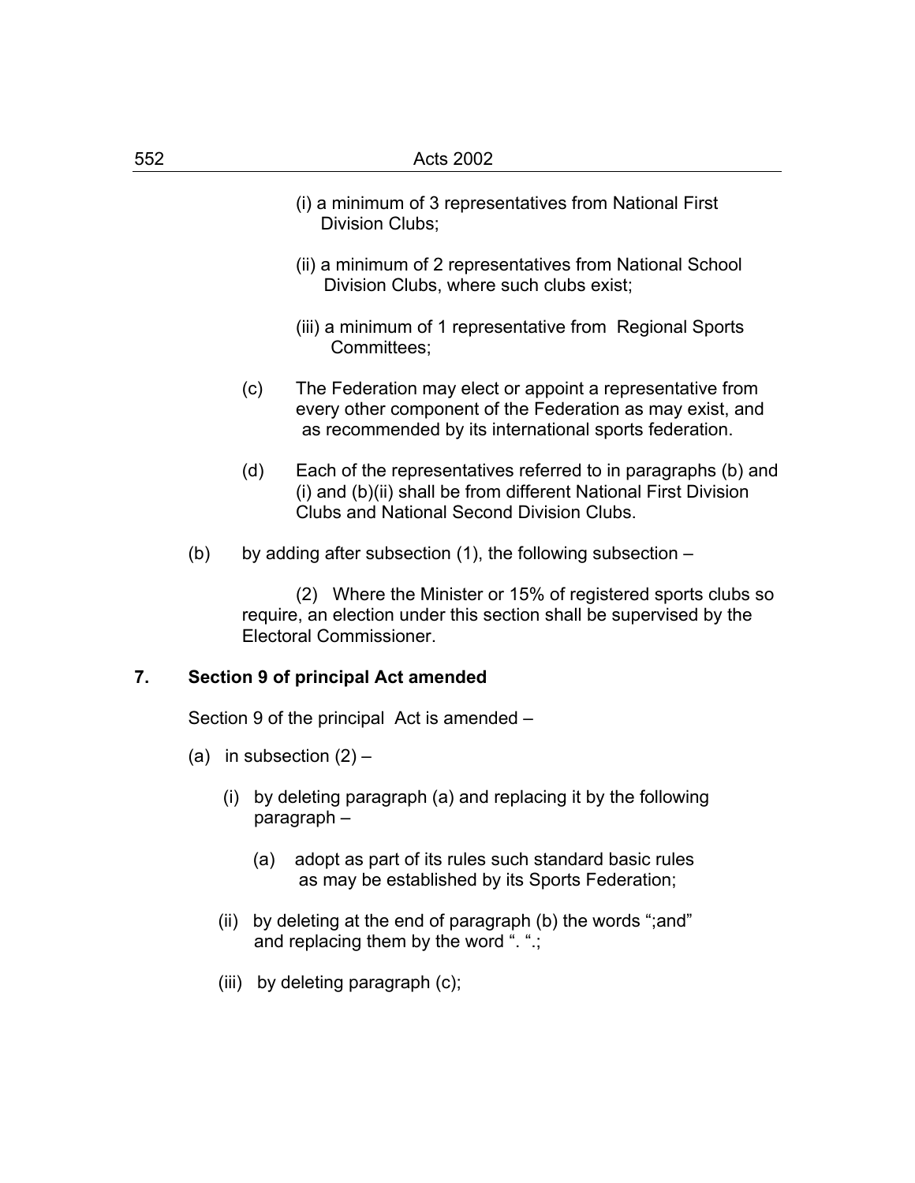(i) a minimum of 3 representatives from National First Division Clubs;

(ii) a minimum of 2 representatives from National School Division Clubs, where such clubs exist;

(iii) a minimum of 1 representative from Regional Sports Committees;

(c) The Federation may elect or appoint a representative from every other component of the Federation as may exist, and as recommended by its international sports federation.

(d) Each of the representatives referred to in paragraphs (b) and (i) and (b)(ii) shall be from different National First Division Clubs and National Second Division Clubs.

(b) by adding after subsection (1), the following subsection –

(2) Where the Minister or 15% of registered sports clubs so require, an election under this section shall be supervised by the Electoral Commissioner.

**7. Section 9 of principal Act amended**

Section 9 of the principal Act is amended –

(a) in subsection (2) –

(i) by deleting paragraph (a) and replacing it by the following paragraph –

(a) adopt as part of its rules such standard basic rules as may be established by its Sports Federation;

(ii) by deleting at the end of paragraph (b) the words ";and" and replacing them by the word ". ".;

(iii) by deleting paragraph (c);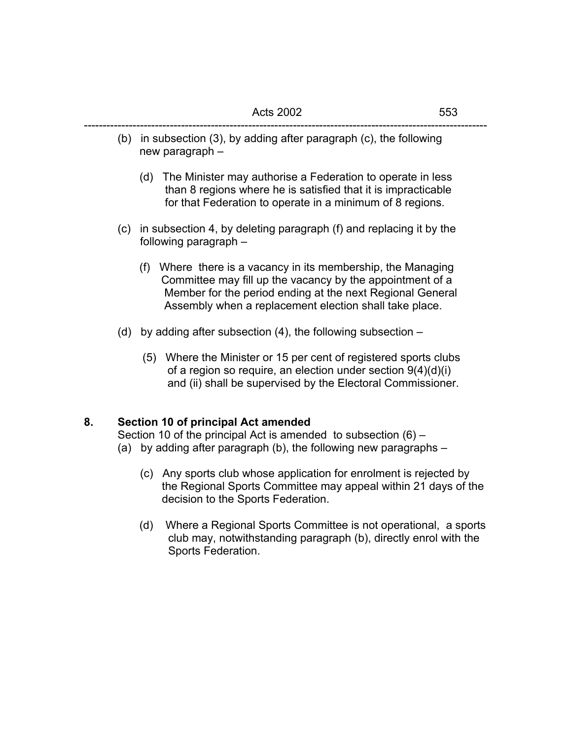(b) in subsection (3), by adding after paragraph (c), the following new paragraph –

> (d) The Minister may authorise a Federation to operate in less than 8 regions where he is satisfied that it is impracticable for that Federation to operate in a minimum of 8 regions.

(c) in subsection 4, by deleting paragraph (f) and replacing it by the following paragraph –

> (f) Where there is a vacancy in its membership, the Managing Committee may fill up the vacancy by the appointment of a Member for the period ending at the next Regional General Assembly when a replacement election shall take place.

(d) by adding after subsection (4), the following subsection –

> (5) Where the Minister or 15 per cent of registered sports clubs of a region so require, an election under section 9(4)(d)(i) and (ii) shall be supervised by the Electoral Commissioner.

**8. Section 10 of principal Act amended**

Section 10 of the principal Act is amended to subsection (6) –

(a) by adding after paragraph (b), the following new paragraphs –

> (c) Any sports club whose application for enrolment is rejected by the Regional Sports Committee may appeal within 21 days of the decision to the Sports Federation.
>
> (d) Where a Regional Sports Committee is not operational, a sports club may, notwithstanding paragraph (b), directly enrol with the Sports Federation.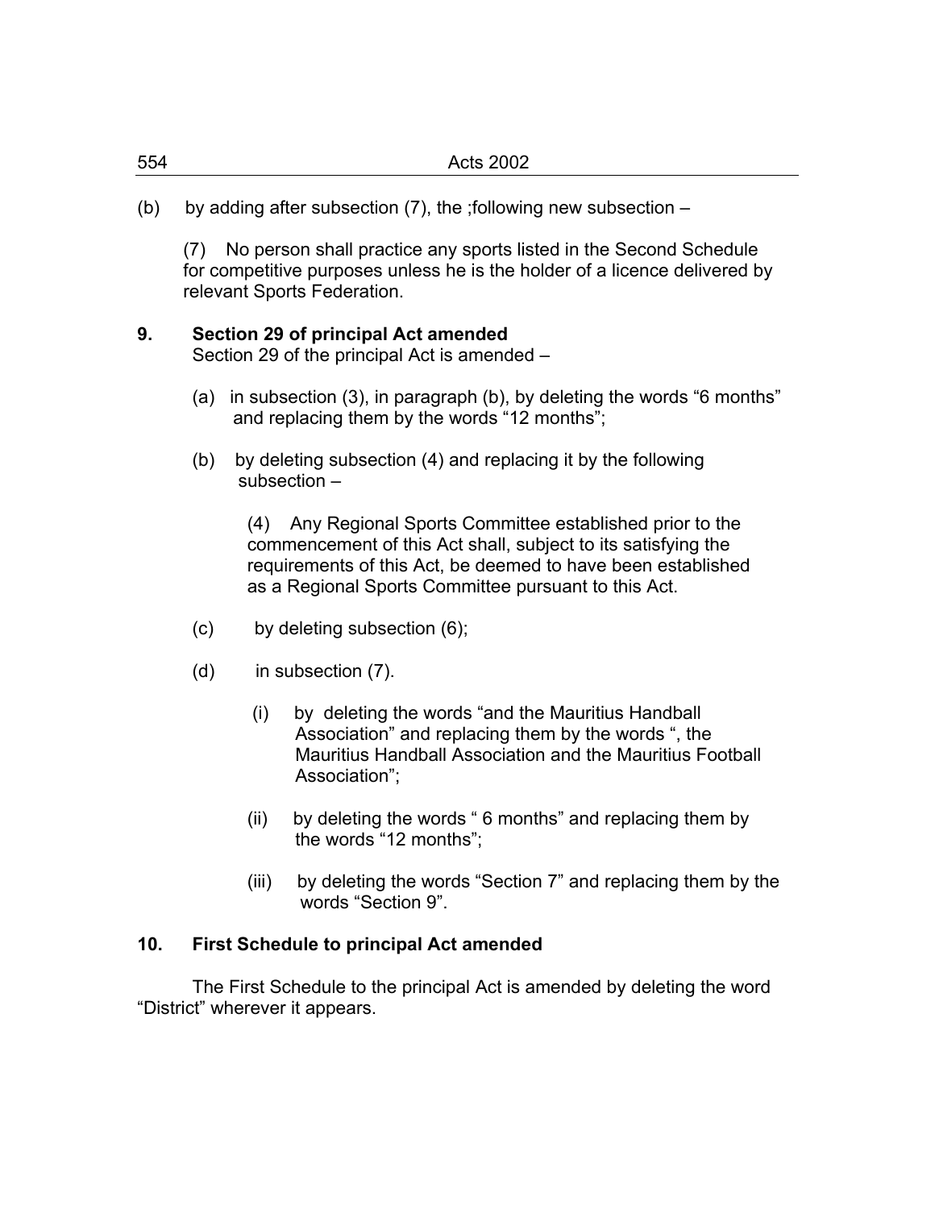(b) by adding after subsection (7), the ;following new subsection –

> (7) No person shall practice any sports listed in the Second Schedule for competitive purposes unless he is the holder of a licence delivered by relevant Sports Federation.

**9. Section 29 of principal Act amended**

Section 29 of the principal Act is amended –

(a) in subsection (3), in paragraph (b), by deleting the words “6 months” and replacing them by the words “12 months”;

(b) by deleting subsection (4) and replacing it by the following subsection –

> (4) Any Regional Sports Committee established prior to the commencement of this Act shall, subject to its satisfying the requirements of this Act, be deemed to have been established as a Regional Sports Committee pursuant to this Act.

(c) by deleting subsection (6);

(d) in subsection (7).

(i) by deleting the words “and the Mauritius Handball Association” and replacing them by the words “, the Mauritius Handball Association and the Mauritius Football Association”;

(ii) by deleting the words “ 6 months” and replacing them by the words “12 months”;

(iii) by deleting the words “Section 7” and replacing them by the words “Section 9”.

**10. First Schedule to principal Act amended**

The First Schedule to the principal Act is amended by deleting the word “District” wherever it appears.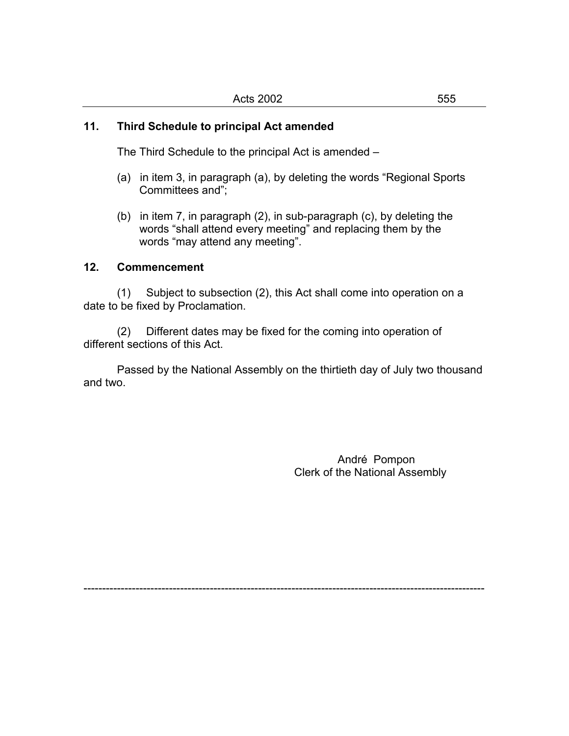### 11. Third Schedule to principal Act amended

The Third Schedule to the principal Act is amended –

(a) in item 3, in paragraph (a), by deleting the words “Regional Sports Committees and”;

(b) in item 7, in paragraph (2), in sub-paragraph (c), by deleting the words “shall attend every meeting” and replacing them by the words “may attend any meeting”.

### 12. Commencement

(1) Subject to subsection (2), this Act shall come into operation on a date to be fixed by Proclamation.

(2) Different dates may be fixed for the coming into operation of different sections of this Act.

Passed by the National Assembly on the thirtieth day of July two thousand and two.

André Pompon
Clerk of the National Assembly

---